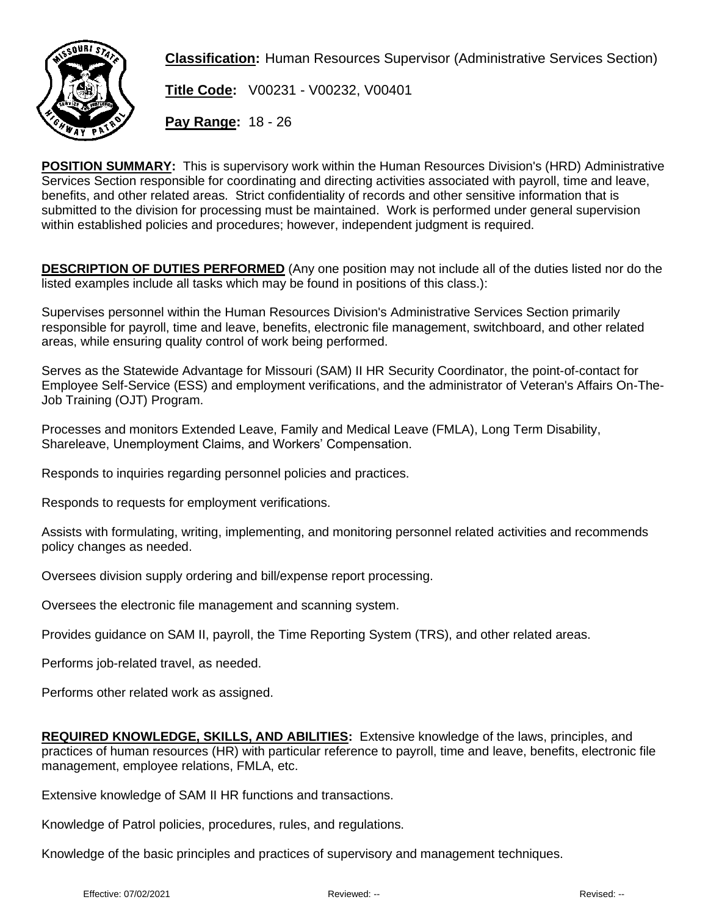**Classification:** Human Resources Supervisor (Administrative Services Section)

**Title Code:** V00231 - V00232, V00401

**Pay Range:** 18 - 26

**POSITION SUMMARY:** This is supervisory work within the Human Resources Division's (HRD) Administrative Services Section responsible for coordinating and directing activities associated with payroll, time and leave, benefits, and other related areas. Strict confidentiality of records and other sensitive information that is submitted to the division for processing must be maintained. Work is performed under general supervision within established policies and procedures; however, independent judgment is required.

**DESCRIPTION OF DUTIES PERFORMED** (Any one position may not include all of the duties listed nor do the listed examples include all tasks which may be found in positions of this class.):

Supervises personnel within the Human Resources Division's Administrative Services Section primarily responsible for payroll, time and leave, benefits, electronic file management, switchboard, and other related areas, while ensuring quality control of work being performed.

Serves as the Statewide Advantage for Missouri (SAM) II HR Security Coordinator, the point-of-contact for Employee Self-Service (ESS) and employment verifications, and the administrator of Veteran's Affairs On-The-Job Training (OJT) Program.

Processes and monitors Extended Leave, Family and Medical Leave (FMLA), Long Term Disability, Shareleave, Unemployment Claims, and Workers' Compensation.

Responds to inquiries regarding personnel policies and practices.

Responds to requests for employment verifications.

Assists with formulating, writing, implementing, and monitoring personnel related activities and recommends policy changes as needed.

Oversees division supply ordering and bill/expense report processing.

Oversees the electronic file management and scanning system.

Provides guidance on SAM II, payroll, the Time Reporting System (TRS), and other related areas.

Performs job-related travel, as needed.

Performs other related work as assigned.

**REQUIRED KNOWLEDGE, SKILLS, AND ABILITIES:** Extensive knowledge of the laws, principles, and practices of human resources (HR) with particular reference to payroll, time and leave, benefits, electronic file management, employee relations, FMLA, etc.

Extensive knowledge of SAM II HR functions and transactions.

Knowledge of Patrol policies, procedures, rules, and regulations.

Knowledge of the basic principles and practices of supervisory and management techniques.

Effective: 07/02/2021 Reviewed: -- Revised: --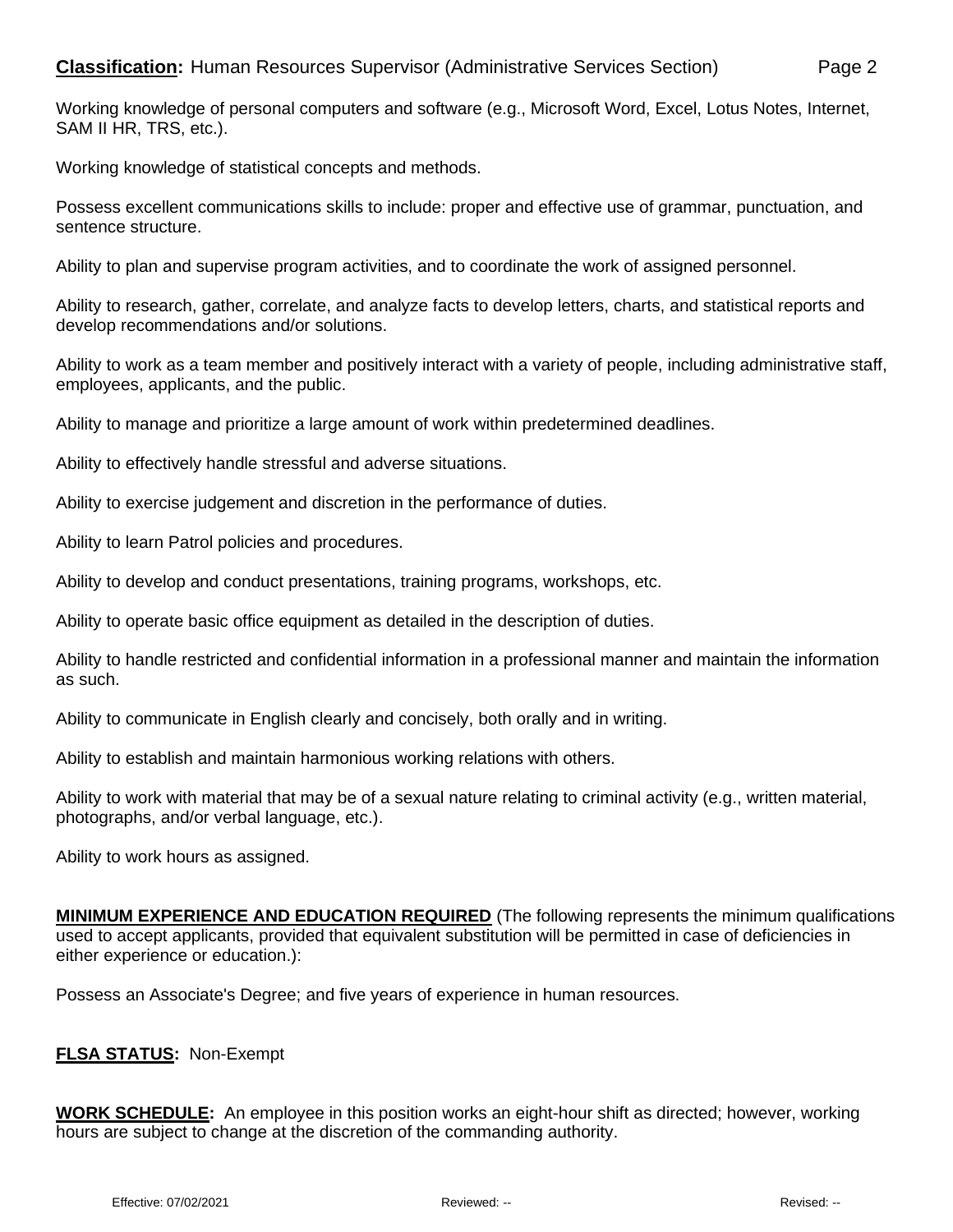Working knowledge of personal computers and software (e.g., Microsoft Word, Excel, Lotus Notes, Internet, SAM II HR, TRS, etc.).

Working knowledge of statistical concepts and methods.

Possess excellent communications skills to include: proper and effective use of grammar, punctuation, and sentence structure.

Ability to plan and supervise program activities, and to coordinate the work of assigned personnel.

Ability to research, gather, correlate, and analyze facts to develop letters, charts, and statistical reports and develop recommendations and/or solutions.

Ability to work as a team member and positively interact with a variety of people, including administrative staff, employees, applicants, and the public.

Ability to manage and prioritize a large amount of work within predetermined deadlines.

Ability to effectively handle stressful and adverse situations.

Ability to exercise judgement and discretion in the performance of duties.

Ability to learn Patrol policies and procedures.

Ability to develop and conduct presentations, training programs, workshops, etc.

Ability to operate basic office equipment as detailed in the description of duties.

Ability to handle restricted and confidential information in a professional manner and maintain the information as such.

Ability to communicate in English clearly and concisely, both orally and in writing.

Ability to establish and maintain harmonious working relations with others.

Ability to work with material that may be of a sexual nature relating to criminal activity (e.g., written material, photographs, and/or verbal language, etc.).

Ability to work hours as assigned.

**MINIMUM EXPERIENCE AND EDUCATION REQUIRED** (The following represents the minimum qualifications used to accept applicants, provided that equivalent substitution will be permitted in case of deficiencies in either experience or education.):

Possess an Associate's Degree; and five years of experience in human resources.

**FLSA STATUS:** Non-Exempt

**WORK SCHEDULE:** An employee in this position works an eight-hour shift as directed; however, working hours are subject to change at the discretion of the commanding authority.

Effective: 07/02/2021 Reviewed: -- Revised: --